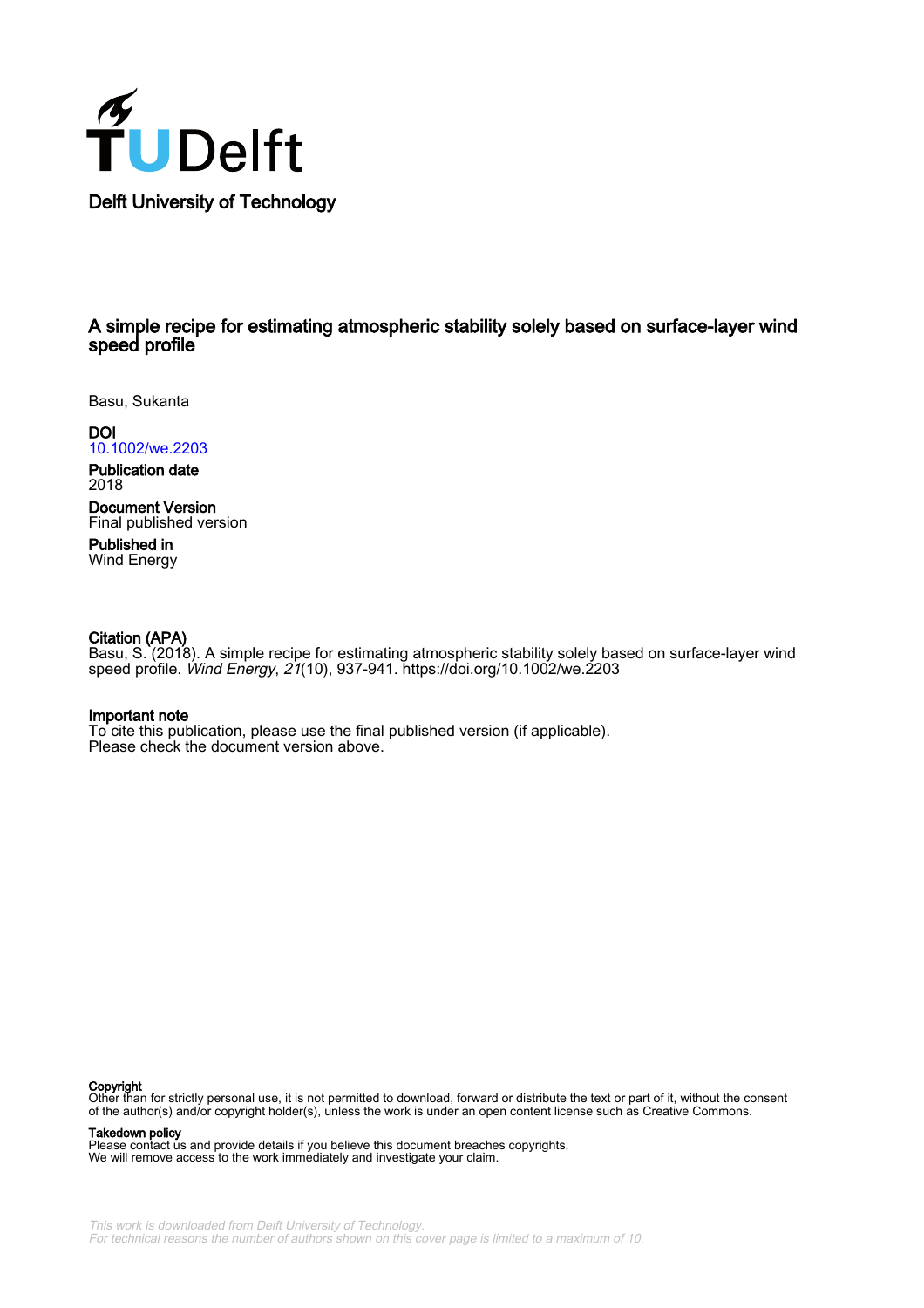Delft University of Technology

# A simple recipe for estimating atmospheric stability solely based on surface-layer wind speed profile

Basu, Sukanta

**DOI**
10.1002/we.2203

**Publication date**
2018

**Document Version**
Final published version

**Published in**
Wind Energy

**Citation (APA)**
Basu, S. (2018). A simple recipe for estimating atmospheric stability solely based on surface-layer wind speed profile. *Wind Energy*, *21*(10), 937-941. https://doi.org/10.1002/we.2203

**Important note**
To cite this publication, please use the final published version (if applicable).
Please check the document version above.

**Copyright**
Other than for strictly personal use, it is not permitted to download, forward or distribute the text or part of it, without the consent of the author(s) and/or copyright holder(s), unless the work is under an open content license such as Creative Commons.

**Takedown policy**
Please contact us and provide details if you believe this document breaches copyrights.
We will remove access to the work immediately and investigate your claim.

*This work is downloaded from Delft University of Technology.*
*For technical reasons the number of authors shown on this cover page is limited to a maximum of 10.*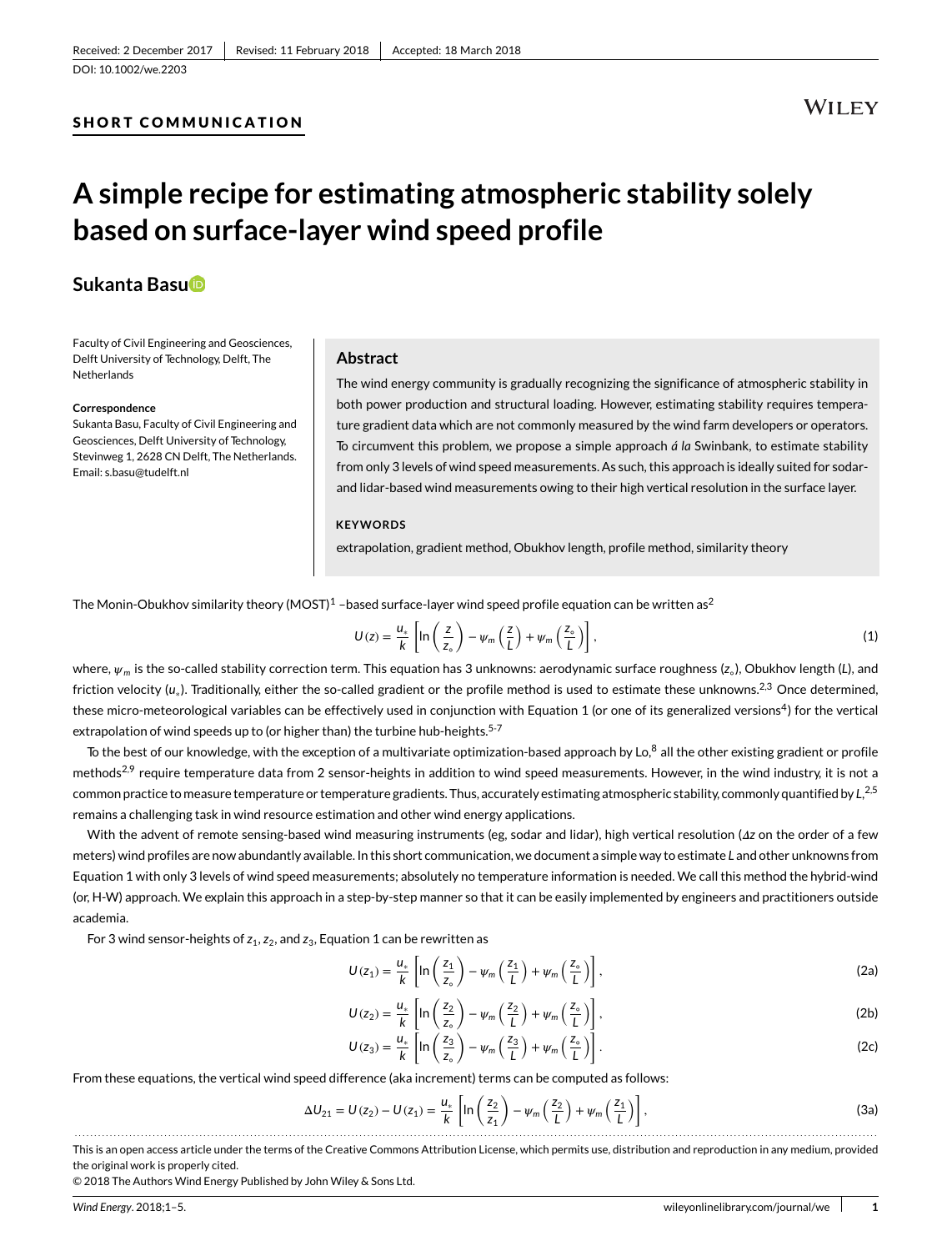Received: 2 December 2017 | Revised: 11 February 2018 | Accepted: 18 March 2018

DOI: 10.1002/we.2203

**SHORT COMMUNICATION**

# A simple recipe for estimating atmospheric stability solely based on surface-layer wind speed profile

**Sukanta Basu**

Faculty of Civil Engineering and Geosciences, Delft University of Technology, Delft, The Netherlands

**Correspondence**

Sukanta Basu, Faculty of Civil Engineering and Geosciences, Delft University of Technology, Stevinweg 1, 2628 CN Delft, The Netherlands.
Email: s.basu@tudelft.nl

## Abstract

The wind energy community is gradually recognizing the significance of atmospheric stability in both power production and structural loading. However, estimating stability requires temperature gradient data which are not commonly measured by the wind farm developers or operators. To circumvent this problem, we propose a simple approach *á la* Swinbank, to estimate stability from only 3 levels of wind speed measurements. As such, this approach is ideally suited for sodar- and lidar-based wind measurements owing to their high vertical resolution in the surface layer.

**KEYWORDS**

extrapolation, gradient method, Obukhov length, profile method, similarity theory

The Monin-Obukhov similarity theory (MOST)[1] –based surface-layer wind speed profile equation can be written as[2]

$$U(z) = \frac{u_*}{k}\left[\ln\left(\frac{z}{z_o}\right) - \psi_m\left(\frac{z}{L}\right) + \psi_m\left(\frac{z_o}{L}\right)\right], \tag{1}$$

where, $\psi_m$ is the so-called stability correction term. This equation has 3 unknowns: aerodynamic surface roughness ($z_o$), Obukhov length ($L$), and friction velocity ($u_*$). Traditionally, either the so-called gradient or the profile method is used to estimate these unknowns.[2,3] Once determined, these micro-meteorological variables can be effectively used in conjunction with Equation 1 (or one of its generalized versions[4]) for the vertical extrapolation of wind speeds up to (or higher than) the turbine hub-heights.[5-7]

To the best of our knowledge, with the exception of a multivariate optimization-based approach by Lo,[8] all the other existing gradient or profile methods[2,9] require temperature data from 2 sensor-heights in addition to wind speed measurements. However, in the wind industry, it is not a common practice to measure temperature or temperature gradients. Thus, accurately estimating atmospheric stability, commonly quantified by $L$,[2,5] remains a challenging task in wind resource estimation and other wind energy applications.

With the advent of remote sensing-based wind measuring instruments (eg, sodar and lidar), high vertical resolution ($\Delta z$ on the order of a few meters) wind profiles are now abundantly available. In this short communication, we document a simple way to estimate $L$ and other unknowns from Equation 1 with only 3 levels of wind speed measurements; absolutely no temperature information is needed. We call this method the hybrid-wind (or, H-W) approach. We explain this approach in a step-by-step manner so that it can be easily implemented by engineers and practitioners outside academia.

For 3 wind sensor-heights of $z_1$, $z_2$, and $z_3$, Equation 1 can be rewritten as

$$U(z_1) = \frac{u_*}{k}\left[\ln\left(\frac{z_1}{z_o}\right) - \psi_m\left(\frac{z_1}{L}\right) + \psi_m\left(\frac{z_o}{L}\right)\right], \tag{2a}$$

$$U(z_2) = \frac{u_*}{k}\left[\ln\left(\frac{z_2}{z_o}\right) - \psi_m\left(\frac{z_2}{L}\right) + \psi_m\left(\frac{z_o}{L}\right)\right], \tag{2b}$$

$$U(z_3) = \frac{u_*}{k}\left[\ln\left(\frac{z_3}{z_o}\right) - \psi_m\left(\frac{z_3}{L}\right) + \psi_m\left(\frac{z_o}{L}\right)\right]. \tag{2c}$$

From these equations, the vertical wind speed difference (aka increment) terms can be computed as follows:

$$\Delta U_{21} = U(z_2) - U(z_1) = \frac{u_*}{k}\left[\ln\left(\frac{z_2}{z_1}\right) - \psi_m\left(\frac{z_2}{L}\right) + \psi_m\left(\frac{z_1}{L}\right)\right], \tag{3a}$$

This is an open access article under the terms of the Creative Commons Attribution License, which permits use, distribution and reproduction in any medium, provided the original work is properly cited.

© 2018 The Authors Wind Energy Published by John Wiley & Sons Ltd.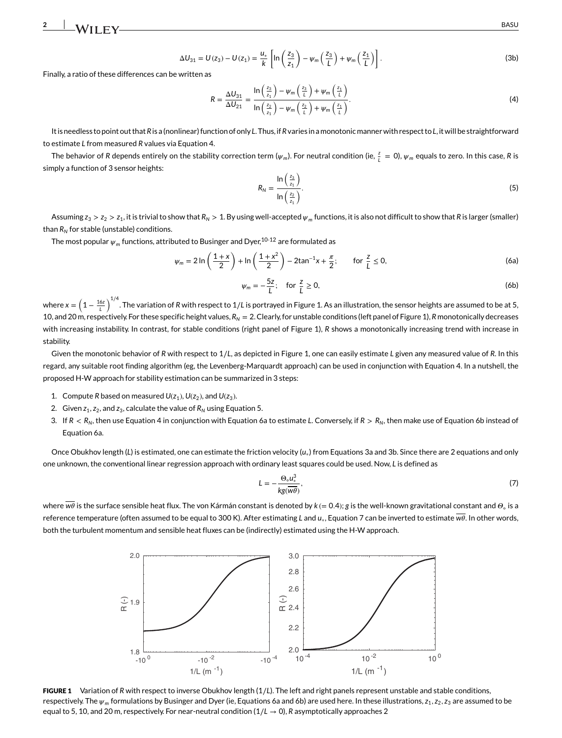$$\Delta U_{31} = U(z_3) - U(z_1) = \frac{u_*}{k}\left[\ln\left(\frac{z_3}{z_1}\right) - \psi_m\left(\frac{z_3}{L}\right) + \psi_m\left(\frac{z_1}{L}\right)\right]. \tag{3b}$$

Finally, a ratio of these differences can be written as

$$R = \frac{\Delta U_{31}}{\Delta U_{21}} = \frac{\ln\left(\frac{z_3}{z_1}\right) - \psi_m\left(\frac{z_3}{L}\right) + \psi_m\left(\frac{z_1}{L}\right)}{\ln\left(\frac{z_2}{z_1}\right) - \psi_m\left(\frac{z_2}{L}\right) + \psi_m\left(\frac{z_1}{L}\right)}. \tag{4}$$

It is needless to point out that $R$ is a (nonlinear) function of only $L$. Thus, if $R$ varies in a monotonic manner with respect to $L$, it will be straightforward to estimate $L$ from measured $R$ values via Equation 4.

The behavior of $R$ depends entirely on the stability correction term ($\psi_m$). For neutral condition (ie, $\frac{z}{L} = 0$), $\psi_m$ equals to zero. In this case, $R$ is simply a function of 3 sensor heights:

$$R_N = \frac{\ln\left(\frac{z_3}{z_1}\right)}{\ln\left(\frac{z_2}{z_1}\right)}. \tag{5}$$

Assuming $z_3 > z_2 > z_1$, it is trivial to show that $R_N > 1$. By using well-accepted $\psi_m$ functions, it is also not difficult to show that $R$ is larger (smaller) than $R_N$ for stable (unstable) conditions.

The most popular $\psi_m$ functions, attributed to Businger and Dyer,[10-12] are formulated as

$$\psi_m = 2\ln\left(\frac{1+x}{2}\right) + \ln\left(\frac{1+x^2}{2}\right) - 2\tan^{-1}x + \frac{\pi}{2}; \qquad \text{for } \frac{z}{L} \le 0, \tag{6a}$$

$$\psi_m = -\frac{5z}{L}; \quad \text{for } \frac{z}{L} \ge 0, \tag{6b}$$

where $x = \left(1 - \frac{16z}{L}\right)^{1/4}$. The variation of $R$ with respect to $1/L$ is portrayed in Figure 1. As an illustration, the sensor heights are assumed to be at 5, 10, and 20 m, respectively. For these specific height values, $R_N = 2$. Clearly, for unstable conditions (left panel of Figure 1), $R$ monotonically decreases with increasing instability. In contrast, for stable conditions (right panel of Figure 1), $R$ shows a monotonically increasing trend with increase in stability.

Given the monotonic behavior of $R$ with respect to $1/L$, as depicted in Figure 1, one can easily estimate $L$ given any measured value of $R$. In this regard, any suitable root finding algorithm (eg, the Levenberg-Marquardt approach) can be used in conjunction with Equation 4. In a nutshell, the proposed H-W approach for stability estimation can be summarized in 3 steps:

1. Compute $R$ based on measured $U(z_1)$, $U(z_2)$, and $U(z_3)$.
2. Given $z_1$, $z_2$, and $z_3$, calculate the value of $R_N$ using Equation 5.
3. If $R < R_N$, then use Equation 4 in conjunction with Equation 6a to estimate $L$. Conversely, if $R > R_N$, then make use of Equation 6b instead of Equation 6a.

Once Obukhov length ($L$) is estimated, one can estimate the friction velocity ($u_*$) from Equations 3a and 3b. Since there are 2 equations and only one unknown, the conventional linear regression approach with ordinary least squares could be used. Now, $L$ is defined as

$$L = -\frac{\Theta_\circ u_*^3}{kg(\overline{w\theta})}, \tag{7}$$

where $\overline{w\theta}$ is the surface sensible heat flux. The von Kármán constant is denoted by $k$ (= 0.4); $g$ is the well-known gravitational constant and $\Theta_\circ$ is a reference temperature (often assumed to be equal to 300 K). After estimating $L$ and $u_*$, Equation 7 can be inverted to estimate $\overline{w\theta}$. In other words, both the turbulent momentum and sensible heat fluxes can be (indirectly) estimated using the H-W approach.

**FIGURE 1** Variation of $R$ with respect to inverse Obukhov length ($1/L$). The left and right panels represent unstable and stable conditions, respectively. The $\psi_m$ formulations by Businger and Dyer (ie, Equations 6a and 6b) are used here. In these illustrations, $z_1, z_2, z_3$ are assumed to be equal to 5, 10, and 20 m, respectively. For near-neutral condition ($1/L \to 0$), $R$ asymptotically approaches 2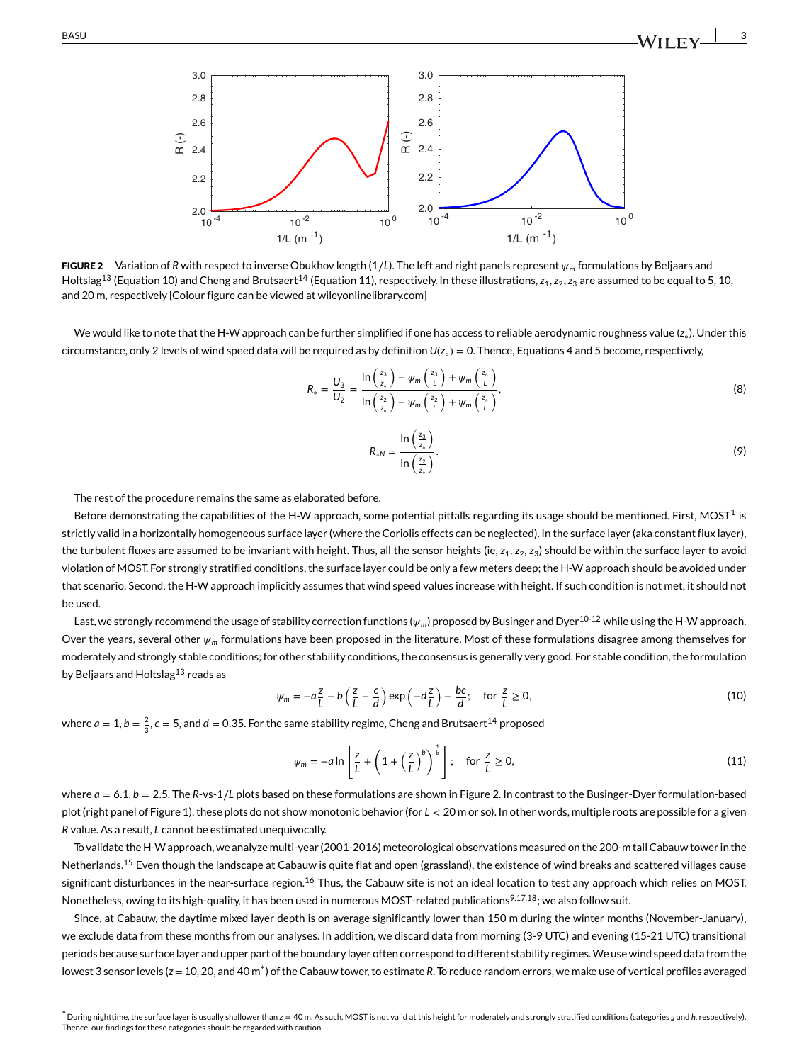**FIGURE 2** Variation of $R$ with respect to inverse Obukhov length ($1/L$). The left and right panels represent $\psi_m$ formulations by Beljaars and Holtslag[13] (Equation 10) and Cheng and Brutsaert[14] (Equation 11), respectively. In these illustrations, $z_1, z_2, z_3$ are assumed to be equal to 5, 10, and 20 m, respectively [Colour figure can be viewed at wileyonlinelibrary.com]

We would like to note that the H-W approach can be further simplified if one has access to reliable aerodynamic roughness value ($z_o$). Under this circumstance, only 2 levels of wind speed data will be required as by definition $U(z_o) = 0$. Thence, Equations 4 and 5 become, respectively,

$$R_* = \frac{U_3}{U_2} = \frac{\ln\left(\frac{z_3}{z_o}\right) - \psi_m\left(\frac{z_3}{L}\right) + \psi_m\left(\frac{z_o}{L}\right)}{\ln\left(\frac{z_2}{z_o}\right) - \psi_m\left(\frac{z_2}{L}\right) + \psi_m\left(\frac{z_o}{L}\right)}, \tag{8}$$

$$R_{*N} = \frac{\ln\left(\frac{z_3}{z_o}\right)}{\ln\left(\frac{z_2}{z_o}\right)}. \tag{9}$$

The rest of the procedure remains the same as elaborated before.

Before demonstrating the capabilities of the H-W approach, some potential pitfalls regarding its usage should be mentioned. First, MOST[1] is strictly valid in a horizontally homogeneous surface layer (where the Coriolis effects can be neglected). In the surface layer (aka constant flux layer), the turbulent fluxes are assumed to be invariant with height. Thus, all the sensor heights (ie, $z_1, z_2, z_3$) should be within the surface layer to avoid violation of MOST. For strongly stratified conditions, the surface layer could be only a few meters deep; the H-W approach should be avoided under that scenario. Second, the H-W approach implicitly assumes that wind speed values increase with height. If such condition is not met, it should not be used.

Last, we strongly recommend the usage of stability correction functions ($\psi_m$) proposed by Businger and Dyer[10-12] while using the H-W approach. Over the years, several other $\psi_m$ formulations have been proposed in the literature. Most of these formulations disagree among themselves for moderately and strongly stable conditions; for other stability conditions, the consensus is generally very good. For stable condition, the formulation by Beljaars and Holtslag[13] reads as

$$\psi_m = -a\frac{z}{L} - b\left(\frac{z}{L} - \frac{c}{d}\right)\exp\left(-d\frac{z}{L}\right) - \frac{bc}{d}; \quad \text{for } \frac{z}{L} \geq 0, \tag{10}$$

where $a = 1, b = \frac{2}{3}, c = 5$, and $d = 0.35$. For the same stability regime, Cheng and Brutsaert[14] proposed

$$\psi_m = -a \ln\left[\frac{z}{L} + \left(1 + \left(\frac{z}{L}\right)^b\right)^{\frac{1}{b}}\right]; \quad \text{for } \frac{z}{L} \geq 0, \tag{11}$$

where $a = 6.1, b = 2.5$. The $R$-vs-$1/L$ plots based on these formulations are shown in Figure 2. In contrast to the Businger-Dyer formulation-based plot (right panel of Figure 1), these plots do not show monotonic behavior (for $L < 20$ m or so). In other words, multiple roots are possible for a given $R$ value. As a result, $L$ cannot be estimated unequivocally.

To validate the H-W approach, we analyze multi-year (2001-2016) meteorological observations measured on the 200-m tall Cabauw tower in the Netherlands.[15] Even though the landscape at Cabauw is quite flat and open (grassland), the existence of wind breaks and scattered villages cause significant disturbances in the near-surface region.[16] Thus, the Cabauw site is not an ideal location to test any approach which relies on MOST. Nonetheless, owing to its high-quality, it has been used in numerous MOST-related publications[9,17,18]; we also follow suit.

Since, at Cabauw, the daytime mixed layer depth is on average significantly lower than 150 m during the winter months (November-January), we exclude data from these months from our analyses. In addition, we discard data from morning (3-9 UTC) and evening (15-21 UTC) transitional periods because surface layer and upper part of the boundary layer often correspond to different stability regimes. We use wind speed data from the lowest 3 sensor levels ($z$ = 10, 20, and 40 m*) of the Cabauw tower, to estimate $R$. To reduce random errors, we make use of vertical profiles averaged

*During nighttime, the surface layer is usually shallower than $z = 40$ m. As such, MOST is not valid at this height for moderately and strongly stratified conditions (categories $g$ and $h$, respectively). Thence, our findings for these categories should be regarded with caution.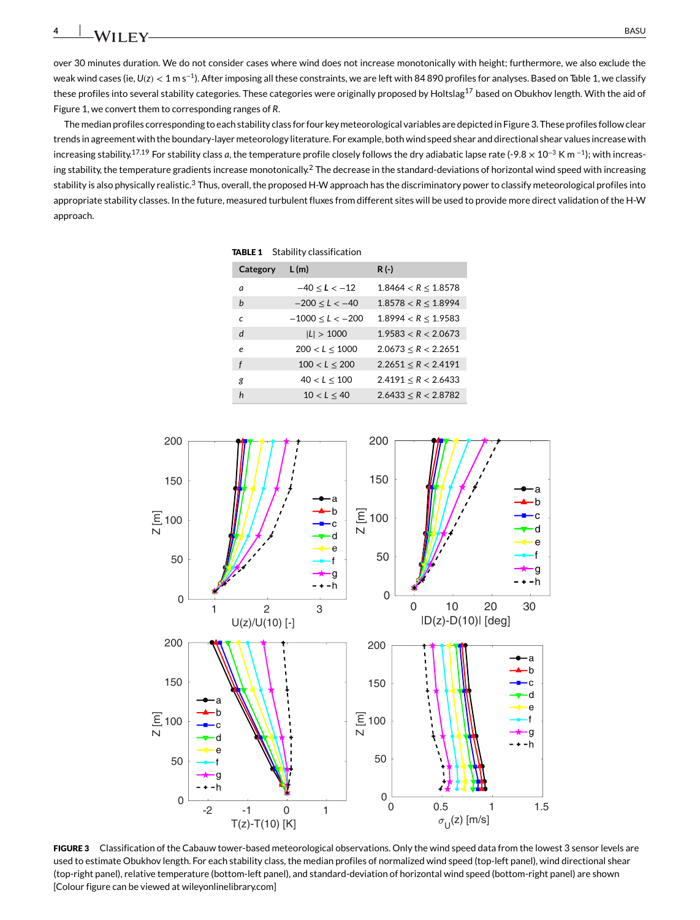over 30 minutes duration. We do not consider cases where wind does not increase monotonically with height; furthermore, we also exclude the weak wind cases (ie, $U(z) < 1$ m s$^{-1}$). After imposing all these constraints, we are left with 84 890 profiles for analyses. Based on Table 1, we classify these profiles into several stability categories. These categories were originally proposed by Holtslag[17] based on Obukhov length. With the aid of Figure 1, we convert them to corresponding ranges of $R$.

The median profiles corresponding to each stability class for four key meteorological variables are depicted in Figure 3. These profiles follow clear trends in agreement with the boundary-layer meteorology literature. For example, both wind speed shear and directional shear values increase with increasing stability.[17,19] For stability class *a*, the temperature profile closely follows the dry adiabatic lapse rate ($-9.8 \times 10^{-3}$ K m$^{-1}$); with increasing stability, the temperature gradients increase monotonically.[2] The decrease in the standard-deviations of horizontal wind speed with increasing stability is also physically realistic.[3] Thus, overall, the proposed H-W approach has the discriminatory power to classify meteorological profiles into appropriate stability classes. In the future, measured turbulent fluxes from different sites will be used to provide more direct validation of the H-W approach.

**TABLE 1** Stability classification

| Category | L (m) | R (-) |
|---|---|---|
| *a* | $-40 \leq L < -12$ | $1.8464 < R \leq 1.8578$ |
| *b* | $-200 \leq L < -40$ | $1.8578 < R \leq 1.8994$ |
| *c* | $-1000 \leq L < -200$ | $1.8994 < R \leq 1.9583$ |
| *d* | $\|L\| > 1000$ | $1.9583 < R < 2.0673$ |
| *e* | $200 < L \leq 1000$ | $2.0673 \leq R < 2.2651$ |
| *f* | $100 < L \leq 200$ | $2.2651 \leq R < 2.4191$ |
| *g* | $40 < L \leq 100$ | $2.4191 \leq R < 2.6433$ |
| *h* | $10 < L \leq 40$ | $2.6433 \leq R < 2.8782$ |

**FIGURE 3** Classification of the Cabauw tower-based meteorological observations. Only the wind speed data from the lowest 3 sensor levels are used to estimate Obukhov length. For each stability class, the median profiles of normalized wind speed (top-left panel), wind directional shear (top-right panel), relative temperature (bottom-left panel), and standard-deviation of horizontal wind speed (bottom-right panel) are shown [Colour figure can be viewed at wileyonlinelibrary.com]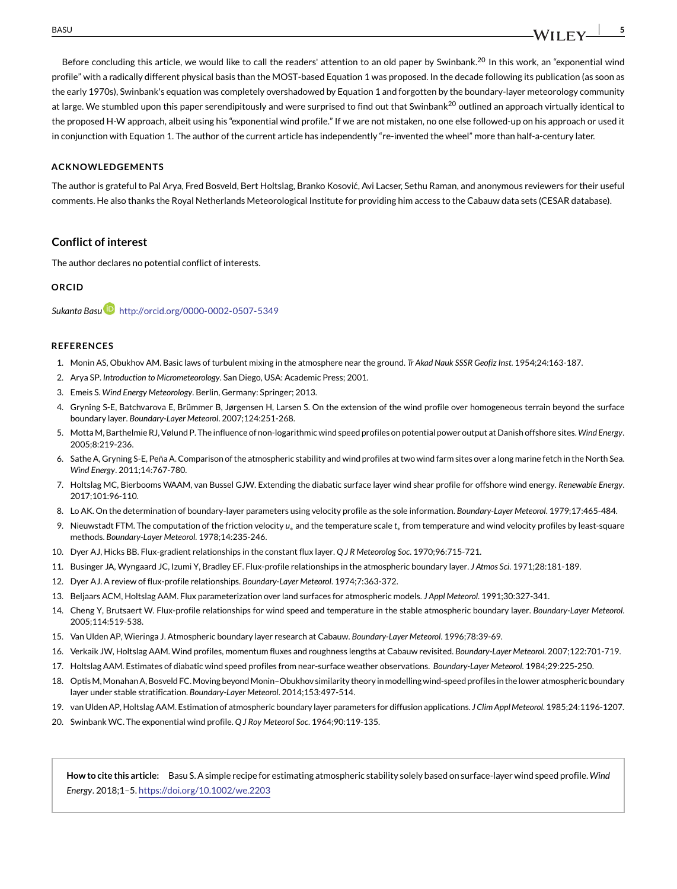Before concluding this article, we would like to call the readers' attention to an old paper by Swinbank.[20] In this work, an "exponential wind profile" with a radically different physical basis than the MOST-based Equation 1 was proposed. In the decade following its publication (as soon as the early 1970s), Swinbank's equation was completely overshadowed by Equation 1 and forgotten by the boundary-layer meteorology community at large. We stumbled upon this paper serendipitously and were surprised to find out that Swinbank[20] outlined an approach virtually identical to the proposed H-W approach, albeit using his "exponential wind profile." If we are not mistaken, no one else followed-up on his approach or used it in conjunction with Equation 1. The author of the current article has independently "re-invented the wheel" more than half-a-century later.

### ACKNOWLEDGEMENTS

The author is grateful to Pal Arya, Fred Bosveld, Bert Holtslag, Branko Kosović, Avi Lacser, Sethu Raman, and anonymous reviewers for their useful comments. He also thanks the Royal Netherlands Meteorological Institute for providing him access to the Cabauw data sets (CESAR database).

## Conflict of interest

The author declares no potential conflict of interests.

### ORCID

*Sukanta Basu* http://orcid.org/0000-0002-0507-5349

### REFERENCES

1. Monin AS, Obukhov AM. Basic laws of turbulent mixing in the atmosphere near the ground. *Tr Akad Nauk SSSR Geofiz Inst*. 1954;24:163-187.
2. Arya SP. *Introduction to Micrometeorology*. San Diego, USA: Academic Press; 2001.
3. Emeis S. *Wind Energy Meteorology*. Berlin, Germany: Springer; 2013.
4. Gryning S-E, Batchvarova E, Brümmer B, Jørgensen H, Larsen S. On the extension of the wind profile over homogeneous terrain beyond the surface boundary layer. *Boundary-Layer Meteorol*. 2007;124:251-268.
5. Motta M, Barthelmie RJ, Vølund P. The influence of non-logarithmic wind speed profiles on potential power output at Danish offshore sites. *Wind Energy*. 2005;8:219-236.
6. Sathe A, Gryning S-E, Peña A. Comparison of the atmospheric stability and wind profiles at two wind farm sites over a long marine fetch in the North Sea. *Wind Energy*. 2011;14:767-780.
7. Holtslag MC, Bierbooms WAAM, van Bussel GJW. Extending the diabatic surface layer wind shear profile for offshore wind energy. *Renewable Energy*. 2017;101:96-110.
8. Lo AK. On the determination of boundary-layer parameters using velocity profile as the sole information. *Boundary-Layer Meteorol*. 1979;17:465-484.
9. Nieuwstadt FTM. The computation of the friction velocity $u_*$ and the temperature scale $t_*$ from temperature and wind velocity profiles by least-square methods. *Boundary-Layer Meteorol*. 1978;14:235-246.
10. Dyer AJ, Hicks BB. Flux-gradient relationships in the constant flux layer. *Q J R Meteorolog Soc*. 1970;96:715-721.
11. Businger JA, Wyngaard JC, Izumi Y, Bradley EF. Flux-profile relationships in the atmospheric boundary layer. *J Atmos Sci*. 1971;28:181-189.
12. Dyer AJ. A review of flux-profile relationships. *Boundary-Layer Meteorol*. 1974;7:363-372.
13. Beljaars ACM, Holtslag AAM. Flux parameterization over land surfaces for atmospheric models. *J Appl Meteorol*. 1991;30:327-341.
14. Cheng Y, Brutsaert W. Flux-profile relationships for wind speed and temperature in the stable atmospheric boundary layer. *Boundary-Layer Meteorol*. 2005;114:519-538.
15. Van Ulden AP, Wieringa J. Atmospheric boundary layer research at Cabauw. *Boundary-Layer Meteorol*. 1996;78:39-69.
16. Verkaik JW, Holtslag AAM. Wind profiles, momentum fluxes and roughness lengths at Cabauw revisited. *Boundary-Layer Meteorol*. 2007;122:701-719.
17. Holtslag AAM. Estimates of diabatic wind speed profiles from near-surface weather observations. *Boundary-Layer Meteorol*. 1984;29:225-250.
18. Optis M, Monahan A, Bosveld FC. Moving beyond Monin–Obukhov similarity theory in modelling wind-speed profiles in the lower atmospheric boundary layer under stable stratification. *Boundary-Layer Meteorol*. 2014;153:497-514.
19. van Ulden AP, Holtslag AAM. Estimation of atmospheric boundary layer parameters for diffusion applications. *J Clim Appl Meteorol*. 1985;24:1196-1207.
20. Swinbank WC. The exponential wind profile. *Q J Roy Meteorol Soc*. 1964;90:119-135.

**How to cite this article:** Basu S. A simple recipe for estimating atmospheric stability solely based on surface-layer wind speed profile. *Wind Energy*. 2018;1–5. https://doi.org/10.1002/we.2203